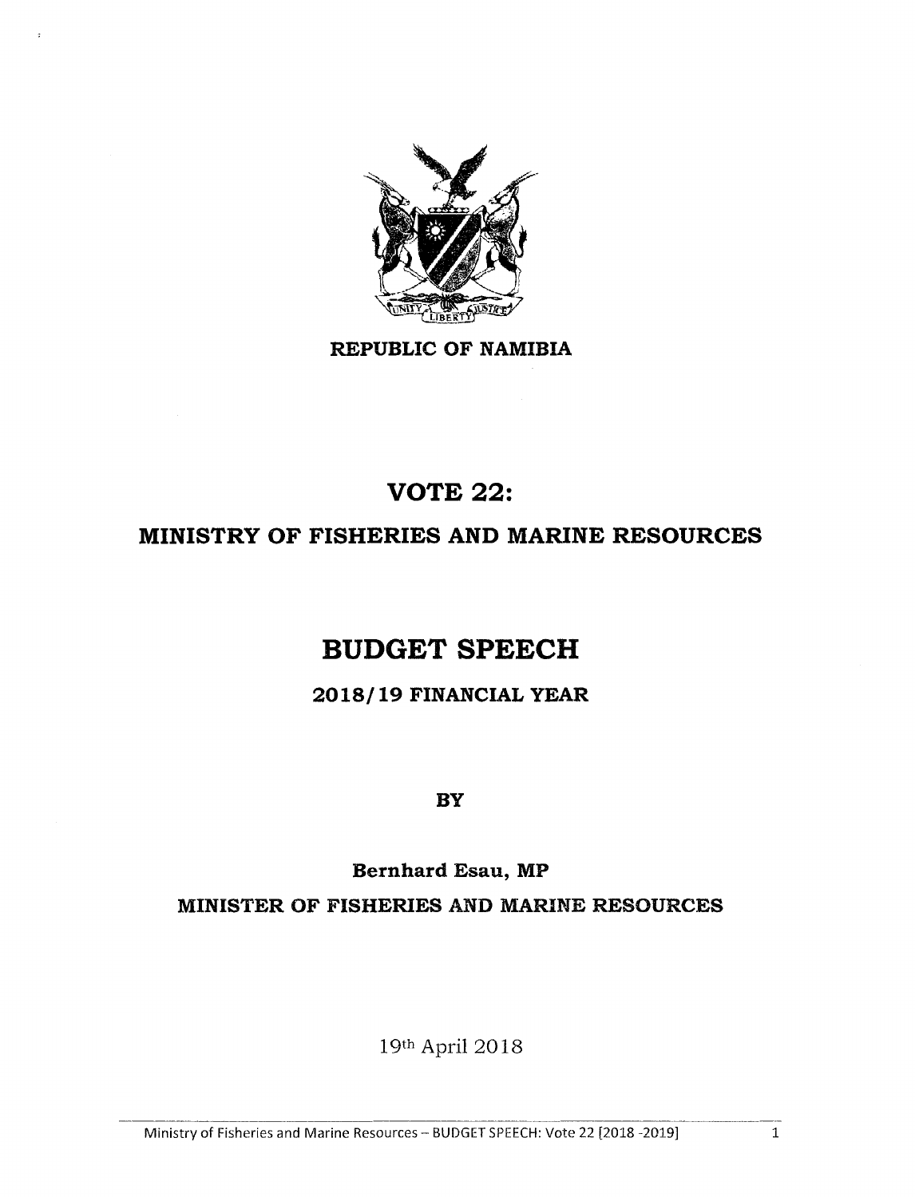**REPUBLIC OF NAMIBIA**

# VOTE 22:

## MINISTRY OF FISHERIES AND MARINE RESOURCES

# BUDGET SPEECH

### 2018/19 FINANCIAL YEAR

**BY**

**Bernhard Esau, MP**

**MINISTER OF FISHERIES AND MARINE RESOURCES**

19th April 2018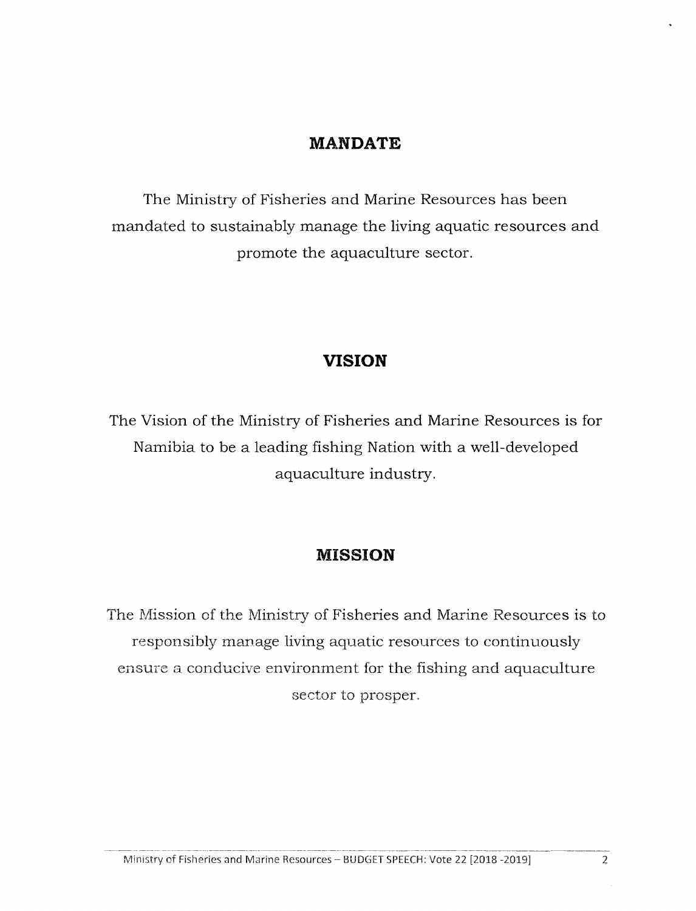## MANDATE

The Ministry of Fisheries and Marine Resources has been mandated to sustainably manage the living aquatic resources and promote the aquaculture sector.

## VISION

The Vision of the Ministry of Fisheries and Marine Resources is for Namibia to be a leading fishing Nation with a well-developed aquaculture industry.

## MISSION

The Mission of the Ministry of Fisheries and Marine Resources is to responsibly manage living aquatic resources to continuously ensure a conducive environment for the fishing and aquaculture sector to prosper.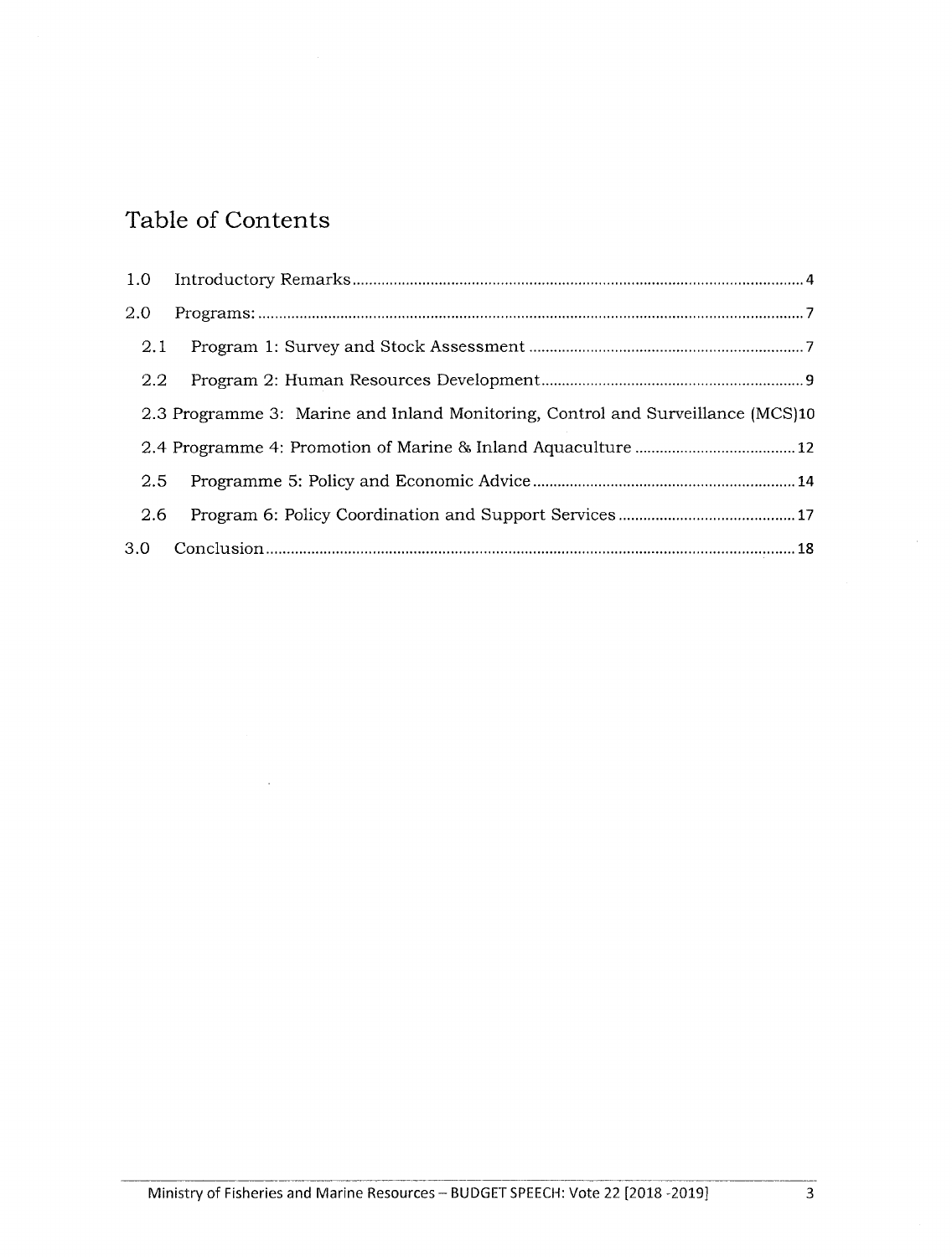# Table of Contents

| | | |
|---|---|---|
| 1.0 | Introductory Remarks | 4 |
| 2.0 | Programs: | 7 |
| 2.1 | Program 1: Survey and Stock Assessment | 7 |
| 2.2 | Program 2: Human Resources Development | 9 |
| 2.3 | Programme 3: Marine and Inland Monitoring, Control and Surveillance (MCS) | 10 |
| 2.4 | Programme 4: Promotion of Marine & Inland Aquaculture | 12 |
| 2.5 | Programme 5: Policy and Economic Advice | 14 |
| 2.6 | Program 6: Policy Coordination and Support Services | 17 |
| 3.0 | Conclusion | 18 |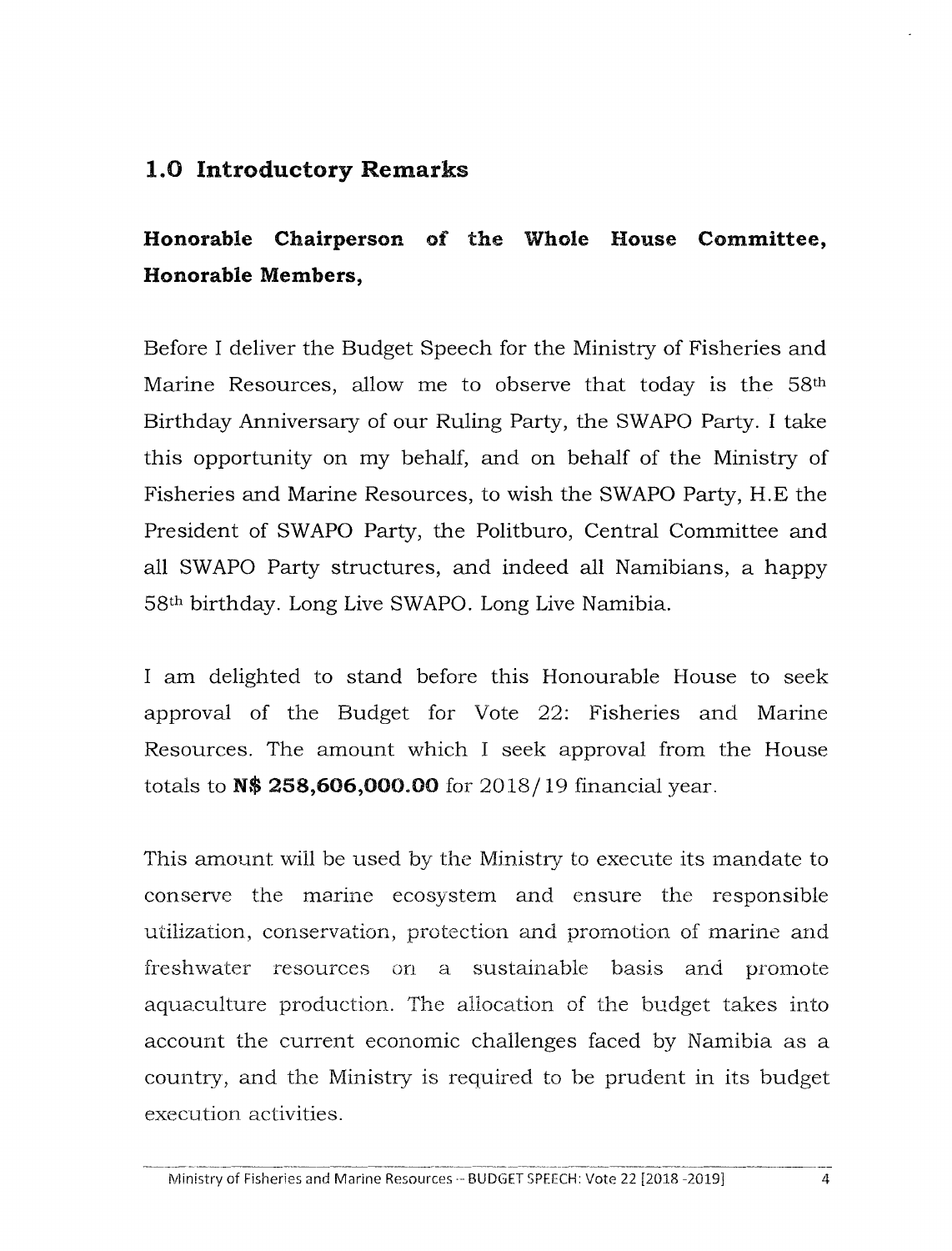## 1.0 Introductory Remarks

**Honorable Chairperson of the Whole House Committee, Honorable Members,**

Before I deliver the Budget Speech for the Ministry of Fisheries and Marine Resources, allow me to observe that today is the 58th Birthday Anniversary of our Ruling Party, the SWAPO Party. I take this opportunity on my behalf, and on behalf of the Ministry of Fisheries and Marine Resources, to wish the SWAPO Party, H.E the President of SWAPO Party, the Politburo, Central Committee and all SWAPO Party structures, and indeed all Namibians, a happy 58th birthday. Long Live SWAPO. Long Live Namibia.

I am delighted to stand before this Honourable House to seek approval of the Budget for Vote 22: Fisheries and Marine Resources. The amount which I seek approval from the House totals to **N$ 258,606,000.00** for 2018/19 financial year.

This amount will be used by the Ministry to execute its mandate to conserve the marine ecosystem and ensure the responsible utilization, conservation, protection and promotion of marine and freshwater resources on a sustainable basis and promote aquaculture production. The allocation of the budget takes into account the current economic challenges faced by Namibia as a country, and the Ministry is required to be prudent in its budget execution activities.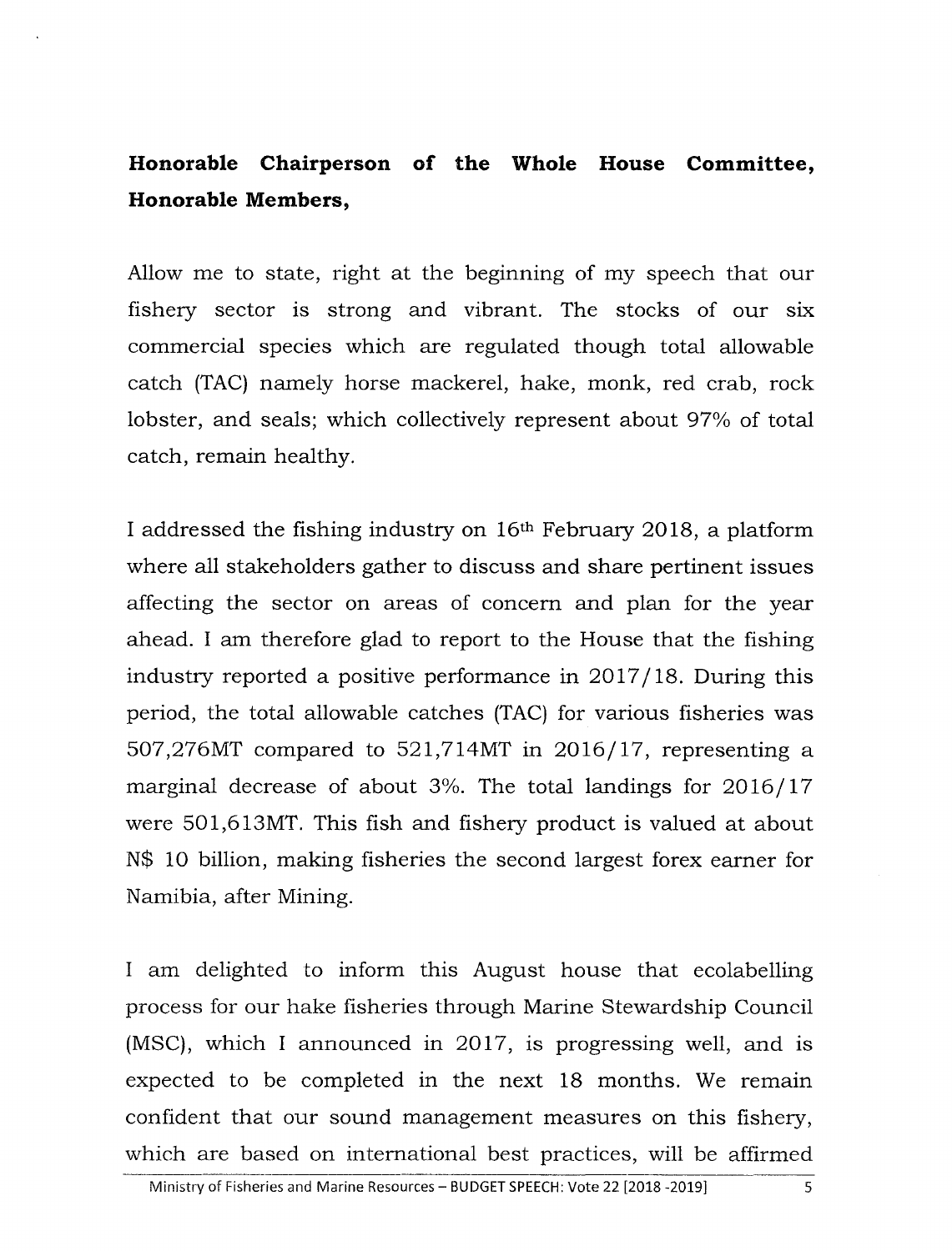**Honorable Chairperson of the Whole House Committee, Honorable Members,**

Allow me to state, right at the beginning of my speech that our fishery sector is strong and vibrant. The stocks of our six commercial species which are regulated though total allowable catch (TAC) namely horse mackerel, hake, monk, red crab, rock lobster, and seals; which collectively represent about 97% of total catch, remain healthy.

I addressed the fishing industry on 16th February 2018, a platform where all stakeholders gather to discuss and share pertinent issues affecting the sector on areas of concern and plan for the year ahead. I am therefore glad to report to the House that the fishing industry reported a positive performance in 2017/18. During this period, the total allowable catches (TAC) for various fisheries was 507,276MT compared to 521,714MT in 2016/17, representing a marginal decrease of about 3%. The total landings for 2016/17 were 501,613MT. This fish and fishery product is valued at about N$ 10 billion, making fisheries the second largest forex earner for Namibia, after Mining.

I am delighted to inform this August house that ecolabelling process for our hake fisheries through Marine Stewardship Council (MSC), which I announced in 2017, is progressing well, and is expected to be completed in the next 18 months. We remain confident that our sound management measures on this fishery, which are based on international best practices, will be affirmed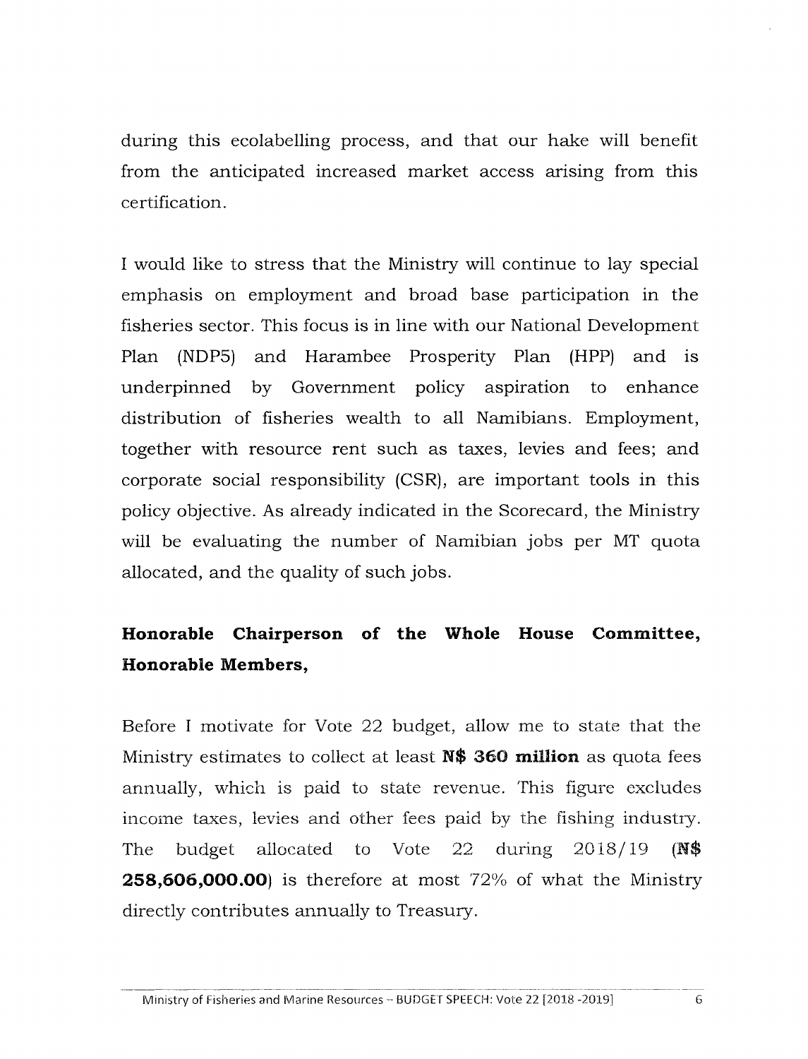during this ecolabelling process, and that our hake will benefit from the anticipated increased market access arising from this certification.

I would like to stress that the Ministry will continue to lay special emphasis on employment and broad base participation in the fisheries sector. This focus is in line with our National Development Plan (NDP5) and Harambee Prosperity Plan (HPP) and is underpinned by Government policy aspiration to enhance distribution of fisheries wealth to all Namibians. Employment, together with resource rent such as taxes, levies and fees; and corporate social responsibility (CSR), are important tools in this policy objective. As already indicated in the Scorecard, the Ministry will be evaluating the number of Namibian jobs per MT quota allocated, and the quality of such jobs.

**Honorable Chairperson of the Whole House Committee, Honorable Members,**

Before I motivate for Vote 22 budget, allow me to state that the Ministry estimates to collect at least **N$ 360 million** as quota fees annually, which is paid to state revenue. This figure excludes income taxes, levies and other fees paid by the fishing industry. The budget allocated to Vote 22 during 2018/19 (**N$ 258,606,000.00**) is therefore at most 72% of what the Ministry directly contributes annually to Treasury.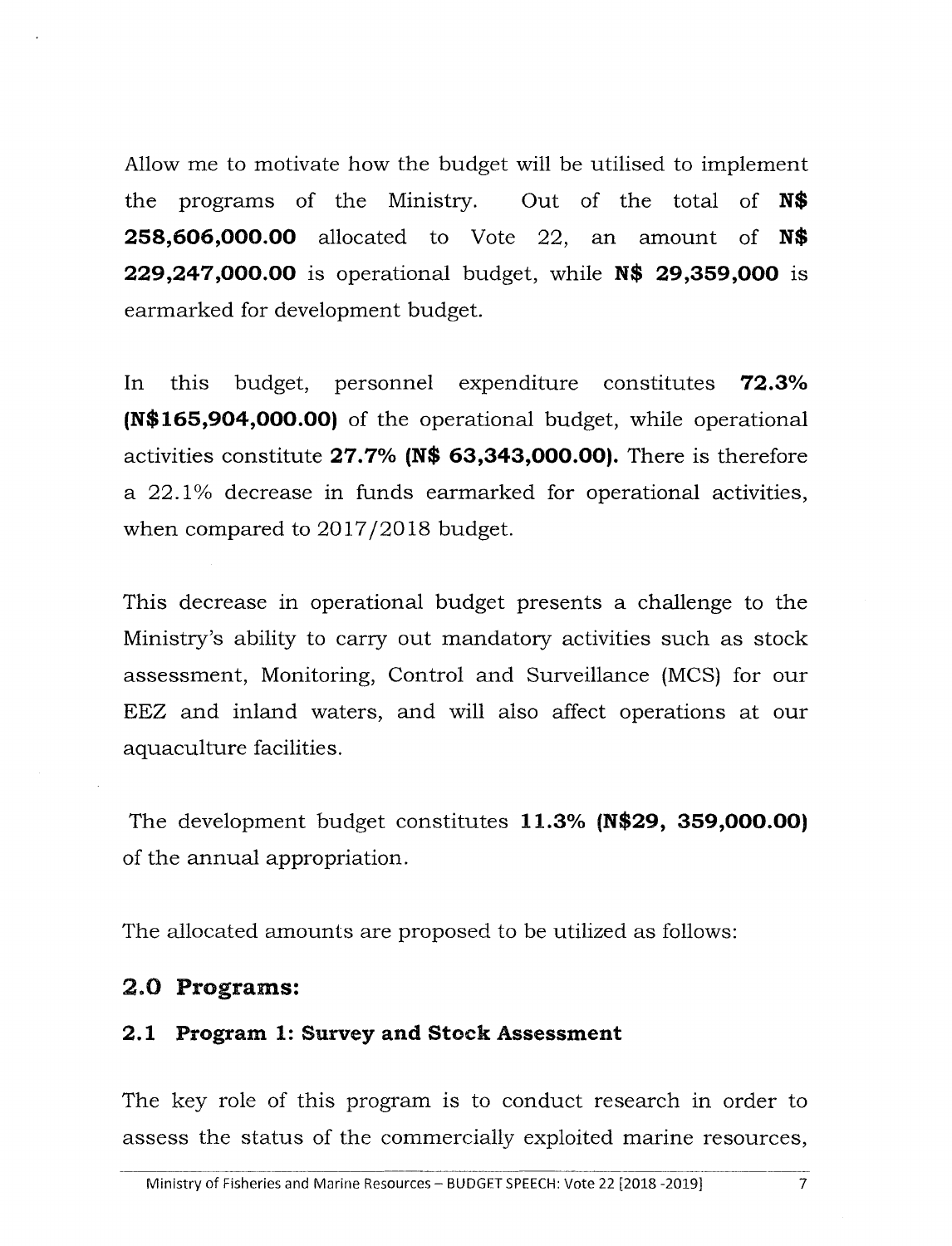Allow me to motivate how the budget will be utilised to implement the programs of the Ministry. Out of the total of **N$ 258,606,000.00** allocated to Vote 22, an amount of **N$ 229,247,000.00** is operational budget, while **N$ 29,359,000** is earmarked for development budget.

In this budget, personnel expenditure constitutes **72.3% (N$165,904,000.00)** of the operational budget, while operational activities constitute **27.7% (N$ 63,343,000.00).** There is therefore a 22.1% decrease in funds earmarked for operational activities, when compared to 2017/2018 budget.

This decrease in operational budget presents a challenge to the Ministry's ability to carry out mandatory activities such as stock assessment, Monitoring, Control and Surveillance (MCS) for our EEZ and inland waters, and will also affect operations at our aquaculture facilities.

The development budget constitutes **11.3% (N$29, 359,000.00)** of the annual appropriation.

The allocated amounts are proposed to be utilized as follows:

## 2.0 Programs:

### 2.1 Program 1: Survey and Stock Assessment

The key role of this program is to conduct research in order to assess the status of the commercially exploited marine resources,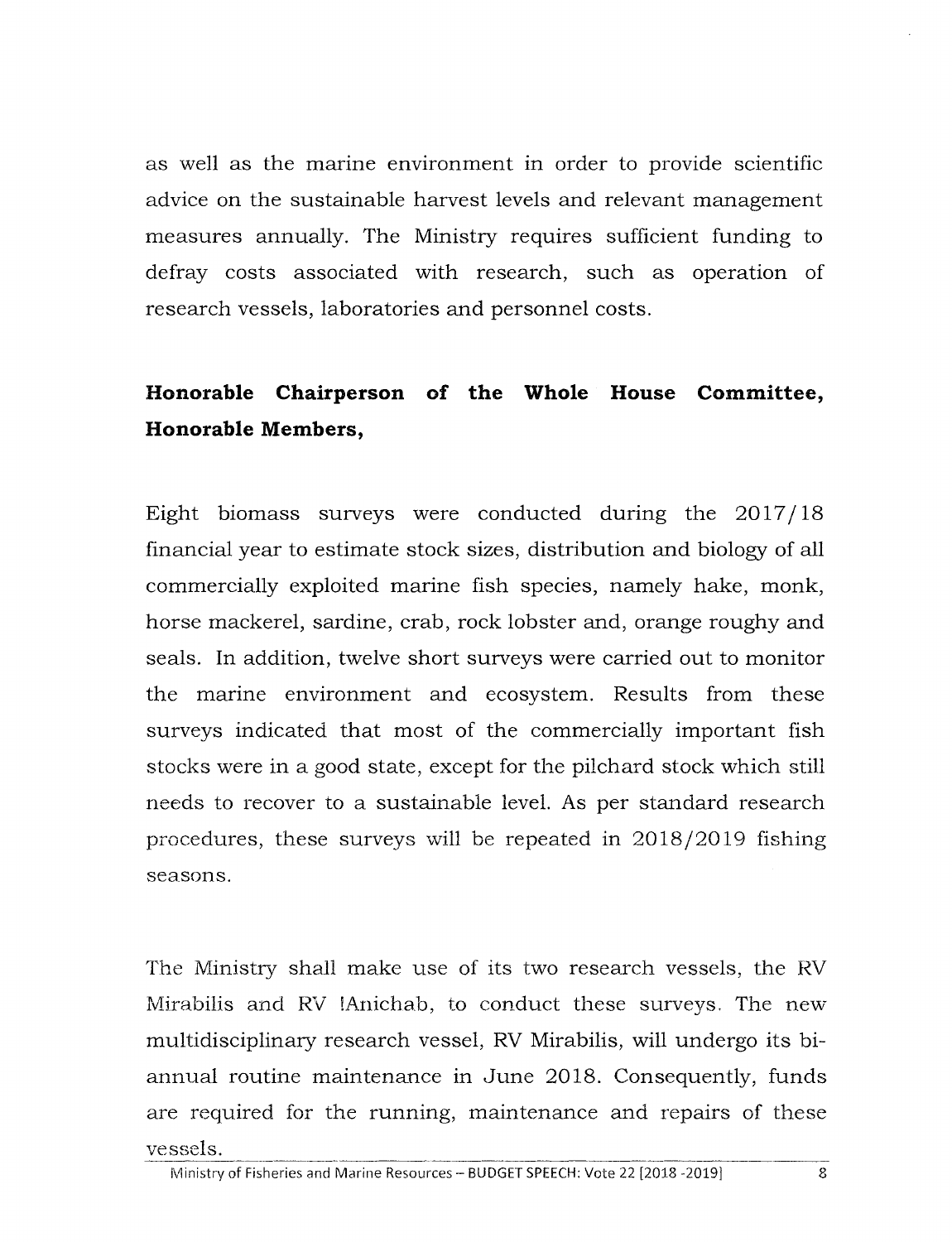as well as the marine environment in order to provide scientific advice on the sustainable harvest levels and relevant management measures annually. The Ministry requires sufficient funding to defray costs associated with research, such as operation of research vessels, laboratories and personnel costs.

**Honorable Chairperson of the Whole House Committee, Honorable Members,**

Eight biomass surveys were conducted during the 2017/18 financial year to estimate stock sizes, distribution and biology of all commercially exploited marine fish species, namely hake, monk, horse mackerel, sardine, crab, rock lobster and, orange roughy and seals. In addition, twelve short surveys were carried out to monitor the marine environment and ecosystem. Results from these surveys indicated that most of the commercially important fish stocks were in a good state, except for the pilchard stock which still needs to recover to a sustainable level. As per standard research procedures, these surveys will be repeated in 2018/2019 fishing seasons.

The Ministry shall make use of its two research vessels, the RV Mirabilis and RV !Anichab, to conduct these surveys. The new multidisciplinary research vessel, RV Mirabilis, will undergo its bi-annual routine maintenance in June 2018. Consequently, funds are required for the running, maintenance and repairs of these vessels.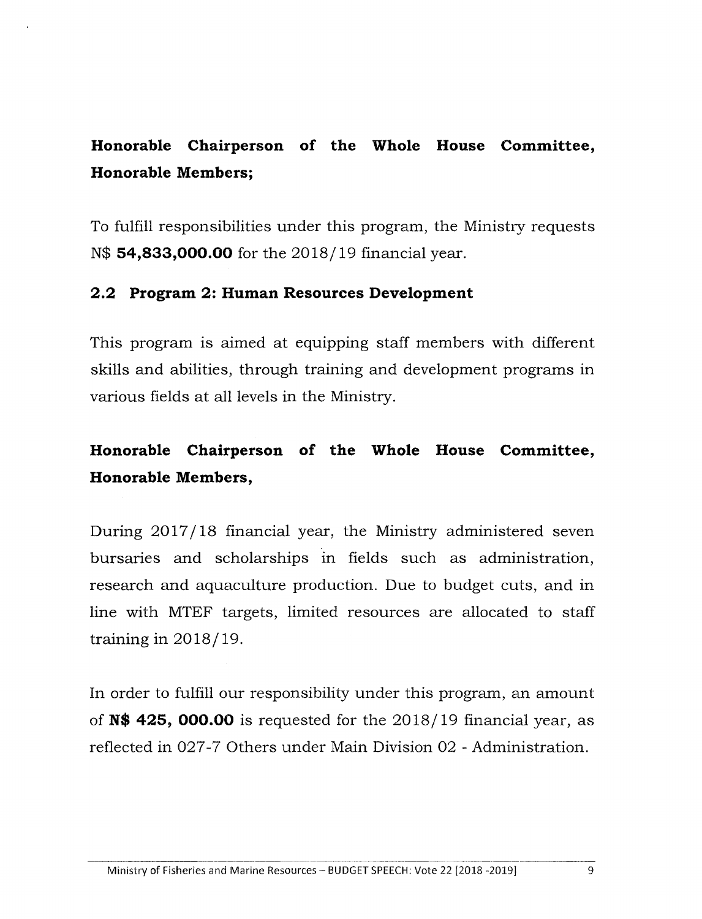**Honorable Chairperson of the Whole House Committee, Honorable Members;**

To fulfill responsibilities under this program, the Ministry requests N$ **54,833,000.00** for the 2018/19 financial year.

### 2.2 Program 2: Human Resources Development

This program is aimed at equipping staff members with different skills and abilities, through training and development programs in various fields at all levels in the Ministry.

**Honorable Chairperson of the Whole House Committee, Honorable Members,**

During 2017/18 financial year, the Ministry administered seven bursaries and scholarships in fields such as administration, research and aquaculture production. Due to budget cuts, and in line with MTEF targets, limited resources are allocated to staff training in 2018/19.

In order to fulfill our responsibility under this program, an amount of **N$ 425, 000.00** is requested for the 2018/19 financial year, as reflected in 027-7 Others under Main Division 02 - Administration.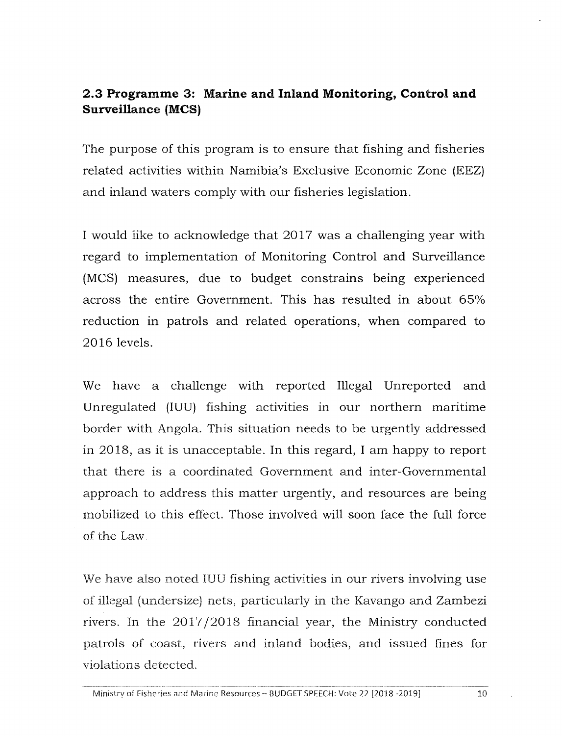## 2.3 Programme 3: Marine and Inland Monitoring, Control and Surveillance (MCS)

The purpose of this program is to ensure that fishing and fisheries related activities within Namibia's Exclusive Economic Zone (EEZ) and inland waters comply with our fisheries legislation.

I would like to acknowledge that 2017 was a challenging year with regard to implementation of Monitoring Control and Surveillance (MCS) measures, due to budget constrains being experienced across the entire Government. This has resulted in about 65% reduction in patrols and related operations, when compared to 2016 levels.

We have a challenge with reported Illegal Unreported and Unregulated (IUU) fishing activities in our northern maritime border with Angola. This situation needs to be urgently addressed in 2018, as it is unacceptable. In this regard, I am happy to report that there is a coordinated Government and inter-Governmental approach to address this matter urgently, and resources are being mobilized to this effect. Those involved will soon face the full force of the Law.

We have also noted IUU fishing activities in our rivers involving use of illegal (undersize) nets, particularly in the Kavango and Zambezi rivers. In the 2017/2018 financial year, the Ministry conducted patrols of coast, rivers and inland bodies, and issued fines for violations detected.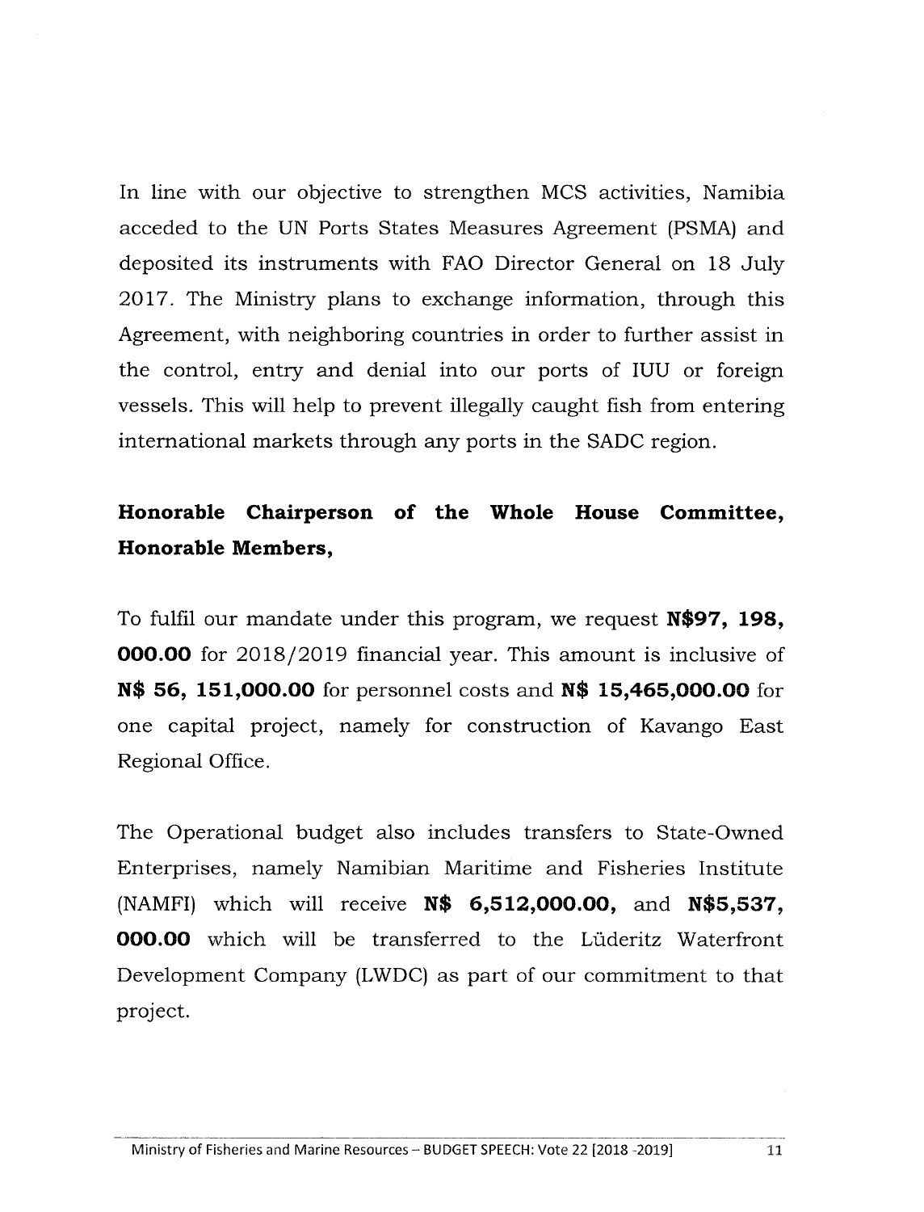In line with our objective to strengthen MCS activities, Namibia acceded to the UN Ports States Measures Agreement (PSMA) and deposited its instruments with FAO Director General on 18 July 2017. The Ministry plans to exchange information, through this Agreement, with neighboring countries in order to further assist in the control, entry and denial into our ports of IUU or foreign vessels. This will help to prevent illegally caught fish from entering international markets through any ports in the SADC region.

**Honorable Chairperson of the Whole House Committee, Honorable Members,**

To fulfil our mandate under this program, we request **N$97, 198, 000.00** for 2018/2019 financial year. This amount is inclusive of **N$ 56, 151,000.00** for personnel costs and **N$ 15,465,000.00** for one capital project, namely for construction of Kavango East Regional Office.

The Operational budget also includes transfers to State-Owned Enterprises, namely Namibian Maritime and Fisheries Institute (NAMFI) which will receive **N$ 6,512,000.00,** and **N$5,537, 000.00** which will be transferred to the Lüderitz Waterfront Development Company (LWDC) as part of our commitment to that project.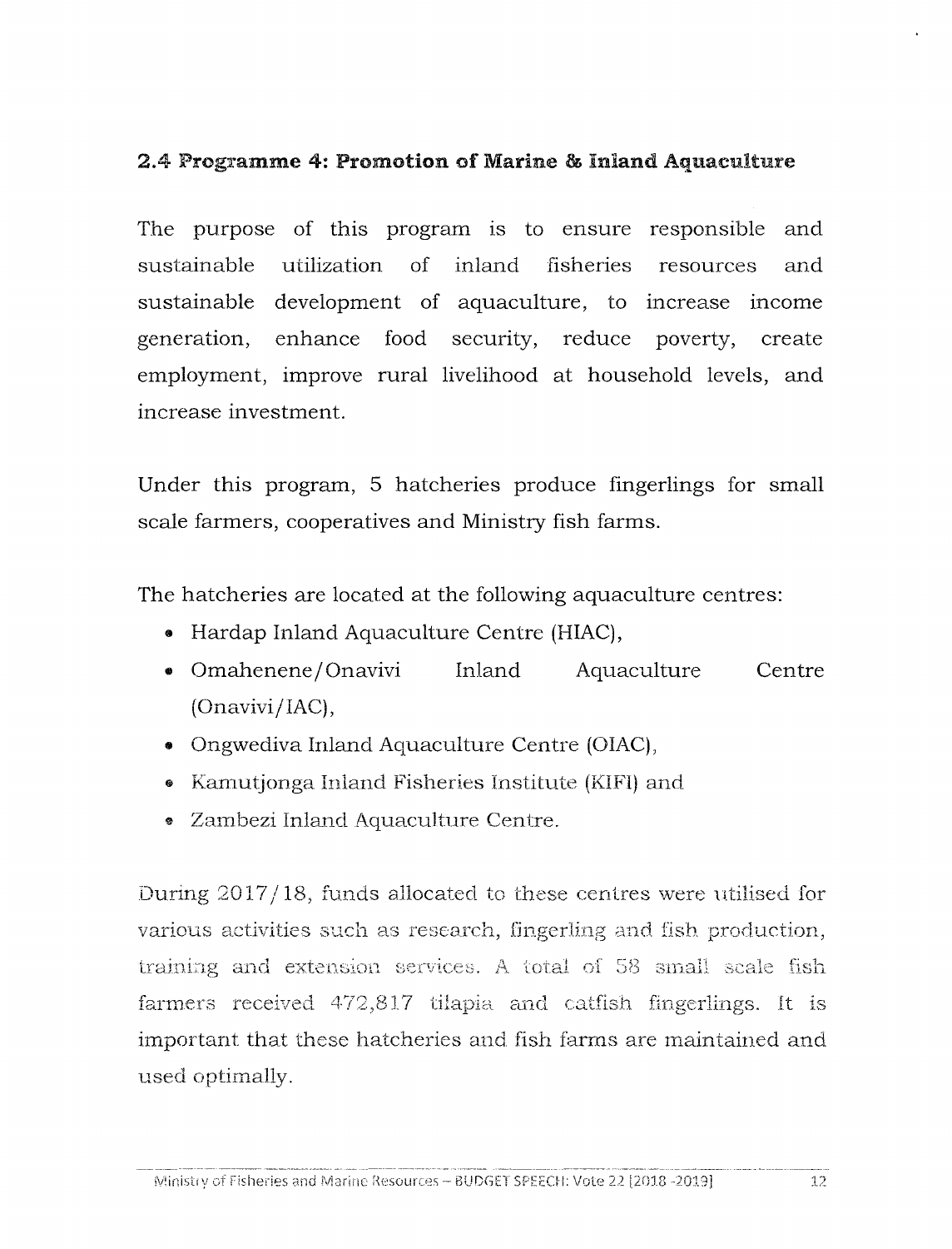## 2.4 Programme 4: Promotion of Marine & Inland Aquaculture

The purpose of this program is to ensure responsible and sustainable utilization of inland fisheries resources and sustainable development of aquaculture, to increase income generation, enhance food security, reduce poverty, create employment, improve rural livelihood at household levels, and increase investment.

Under this program, 5 hatcheries produce fingerlings for small scale farmers, cooperatives and Ministry fish farms.

The hatcheries are located at the following aquaculture centres:

- Hardap Inland Aquaculture Centre (HIAC),
- Omahenene/Onavivi Inland Aquaculture Centre (Onavivi/IAC),
- Ongwediva Inland Aquaculture Centre (OIAC),
- Kamutjonga Inland Fisheries Institute (KIFI) and
- Zambezi Inland Aquaculture Centre.

During 2017/18, funds allocated to these centres were utilised for various activities such as research, fingerling and fish production, training and extension services. A total of 58 small scale fish farmers received 472,817 tilapia and catfish fingerlings. It is important that these hatcheries and fish farms are maintained and used optimally.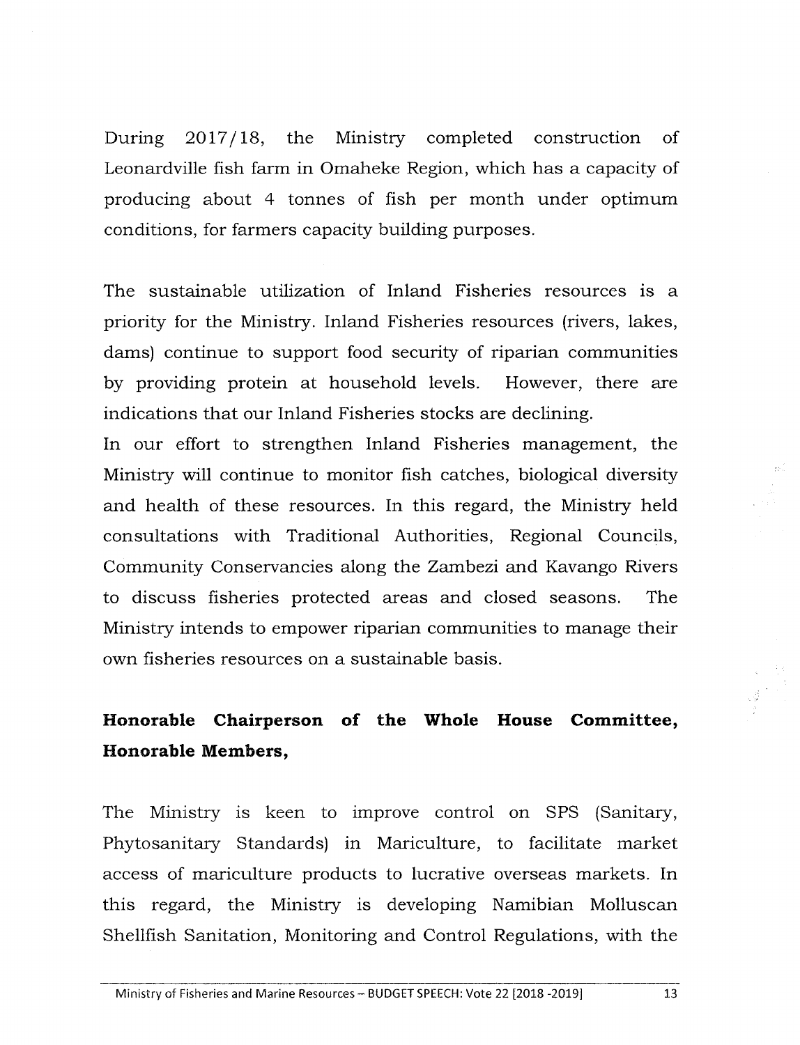During 2017/18, the Ministry completed construction of Leonardville fish farm in Omaheke Region, which has a capacity of producing about 4 tonnes of fish per month under optimum conditions, for farmers capacity building purposes.

The sustainable utilization of Inland Fisheries resources is a priority for the Ministry. Inland Fisheries resources (rivers, lakes, dams) continue to support food security of riparian communities by providing protein at household levels. However, there are indications that our Inland Fisheries stocks are declining.

In our effort to strengthen Inland Fisheries management, the Ministry will continue to monitor fish catches, biological diversity and health of these resources. In this regard, the Ministry held consultations with Traditional Authorities, Regional Councils, Community Conservancies along the Zambezi and Kavango Rivers to discuss fisheries protected areas and closed seasons. The Ministry intends to empower riparian communities to manage their own fisheries resources on a sustainable basis.

**Honorable Chairperson of the Whole House Committee, Honorable Members,**

The Ministry is keen to improve control on SPS (Sanitary, Phytosanitary Standards) in Mariculture, to facilitate market access of mariculture products to lucrative overseas markets. In this regard, the Ministry is developing Namibian Molluscan Shellfish Sanitation, Monitoring and Control Regulations, with the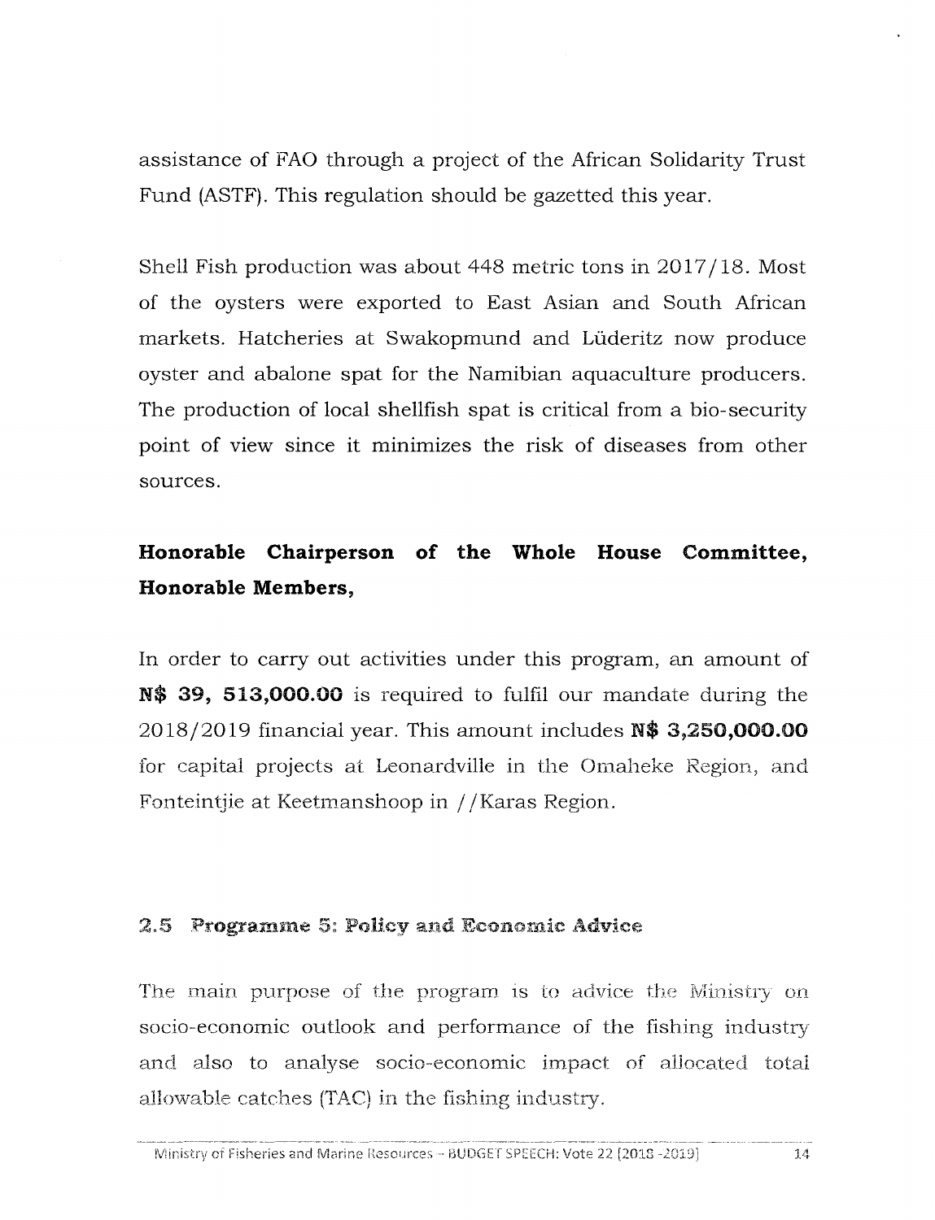assistance of FAO through a project of the African Solidarity Trust Fund (ASTF). This regulation should be gazetted this year.

Shell Fish production was about 448 metric tons in 2017/18. Most of the oysters were exported to East Asian and South African markets. Hatcheries at Swakopmund and Lüderitz now produce oyster and abalone spat for the Namibian aquaculture producers. The production of local shellfish spat is critical from a bio-security point of view since it minimizes the risk of diseases from other sources.

**Honorable Chairperson of the Whole House Committee, Honorable Members,**

In order to carry out activities under this program, an amount of **N$ 39, 513,000.00** is required to fulfil our mandate during the 2018/2019 financial year. This amount includes **N$ 3,250,000.00** for capital projects at Leonardville in the Omaheke Region, and Fonteintjie at Keetmanshoop in //Karas Region.

## 2.5 Programme 5: Policy and Economic Advice

The main purpose of the program is to advice the Ministry on socio-economic outlook and performance of the fishing industry and also to analyse socio-economic impact of allocated total allowable catches (TAC) in the fishing industry.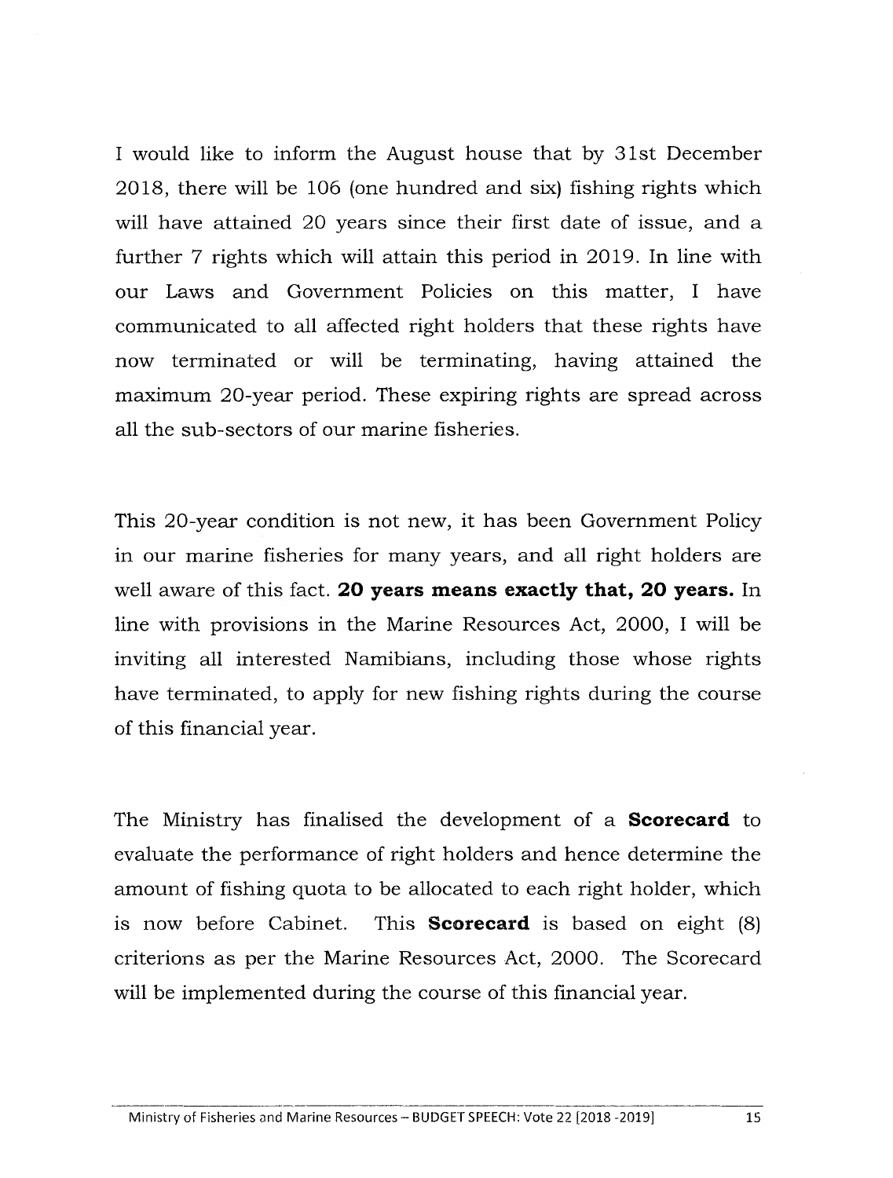I would like to inform the August house that by 31st December 2018, there will be 106 (one hundred and six) fishing rights which will have attained 20 years since their first date of issue, and a further 7 rights which will attain this period in 2019. In line with our Laws and Government Policies on this matter, I have communicated to all affected right holders that these rights have now terminated or will be terminating, having attained the maximum 20-year period. These expiring rights are spread across all the sub-sectors of our marine fisheries.

This 20-year condition is not new, it has been Government Policy in our marine fisheries for many years, and all right holders are well aware of this fact. **20 years means exactly that, 20 years.** In line with provisions in the Marine Resources Act, 2000, I will be inviting all interested Namibians, including those whose rights have terminated, to apply for new fishing rights during the course of this financial year.

The Ministry has finalised the development of a **Scorecard** to evaluate the performance of right holders and hence determine the amount of fishing quota to be allocated to each right holder, which is now before Cabinet. This **Scorecard** is based on eight (8) criterions as per the Marine Resources Act, 2000. The Scorecard will be implemented during the course of this financial year.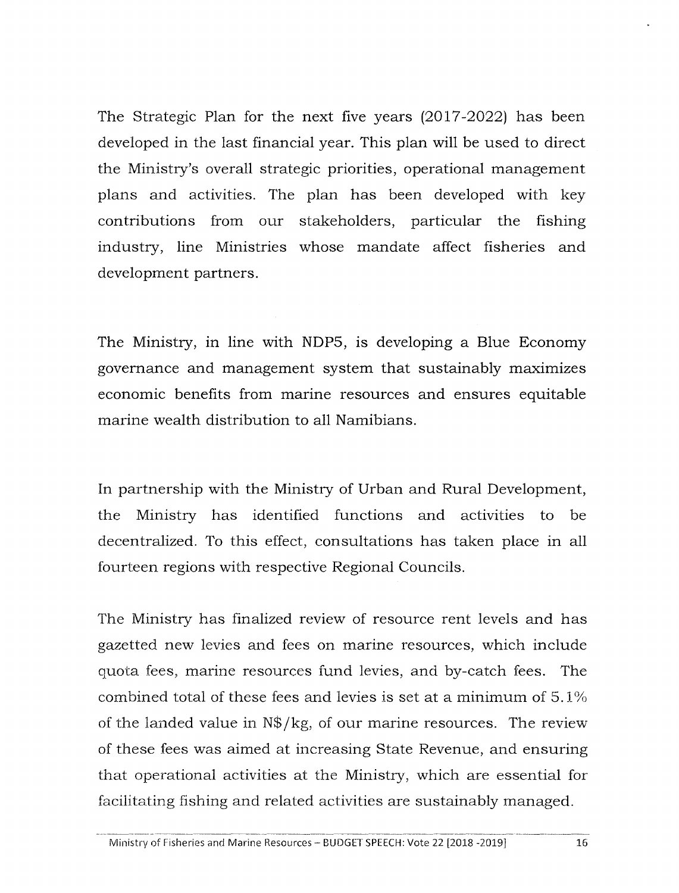The Strategic Plan for the next five years (2017-2022) has been developed in the last financial year. This plan will be used to direct the Ministry's overall strategic priorities, operational management plans and activities. The plan has been developed with key contributions from our stakeholders, particular the fishing industry, line Ministries whose mandate affect fisheries and development partners.

The Ministry, in line with NDP5, is developing a Blue Economy governance and management system that sustainably maximizes economic benefits from marine resources and ensures equitable marine wealth distribution to all Namibians.

In partnership with the Ministry of Urban and Rural Development, the Ministry has identified functions and activities to be decentralized. To this effect, consultations has taken place in all fourteen regions with respective Regional Councils.

The Ministry has finalized review of resource rent levels and has gazetted new levies and fees on marine resources, which include quota fees, marine resources fund levies, and by-catch fees. The combined total of these fees and levies is set at a minimum of 5.1% of the landed value in N$/kg, of our marine resources. The review of these fees was aimed at increasing State Revenue, and ensuring that operational activities at the Ministry, which are essential for facilitating fishing and related activities are sustainably managed.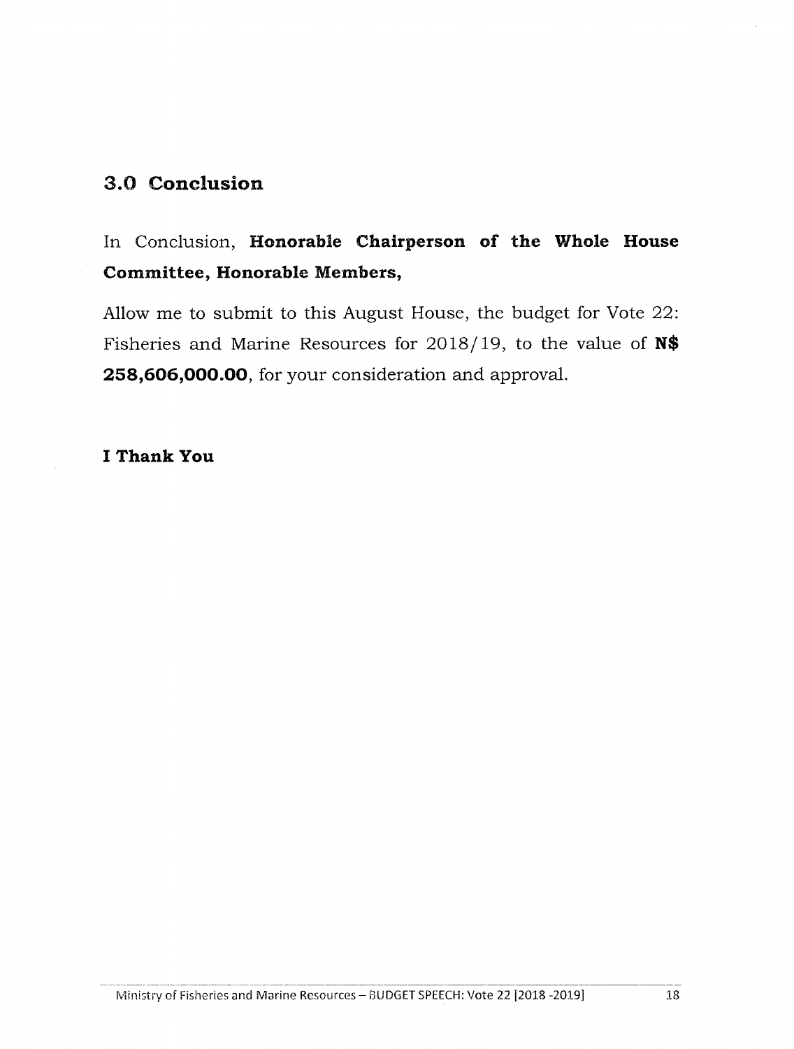## 3.0 Conclusion

In Conclusion, **Honorable Chairperson of the Whole House Committee, Honorable Members,**

Allow me to submit to this August House, the budget for Vote 22: Fisheries and Marine Resources for 2018/19, to the value of **N$ 258,606,000.00**, for your consideration and approval.

**I Thank You**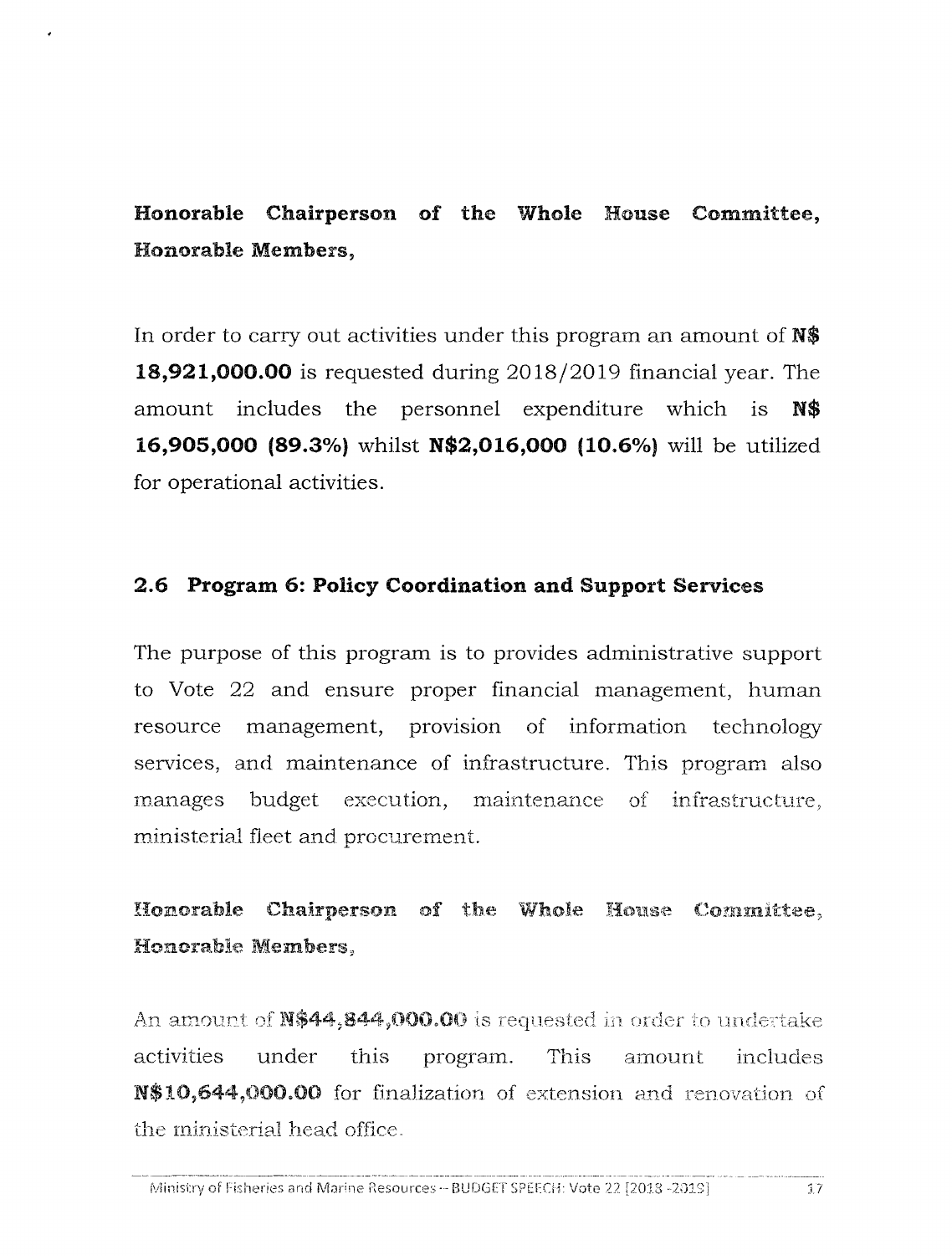**Honorable Chairperson of the Whole House Committee, Honorable Members,**

In order to carry out activities under this program an amount of **N$ 18,921,000.00** is requested during 2018/2019 financial year. The amount includes the personnel expenditure which is **N$ 16,905,000 (89.3%)** whilst **N$2,016,000 (10.6%)** will be utilized for operational activities.

## 2.6 Program 6: Policy Coordination and Support Services

The purpose of this program is to provides administrative support to Vote 22 and ensure proper financial management, human resource management, provision of information technology services, and maintenance of infrastructure. This program also manages budget execution, maintenance of infrastructure, ministerial fleet and procurement.

**Honorable Chairperson of the Whole House Committee, Honorable Members,**

An amount of **N$44,844,000.00** is requested in order to undertake activities under this program. This amount includes **N$10,644,000.00** for finalization of extension and renovation of the ministerial head office.